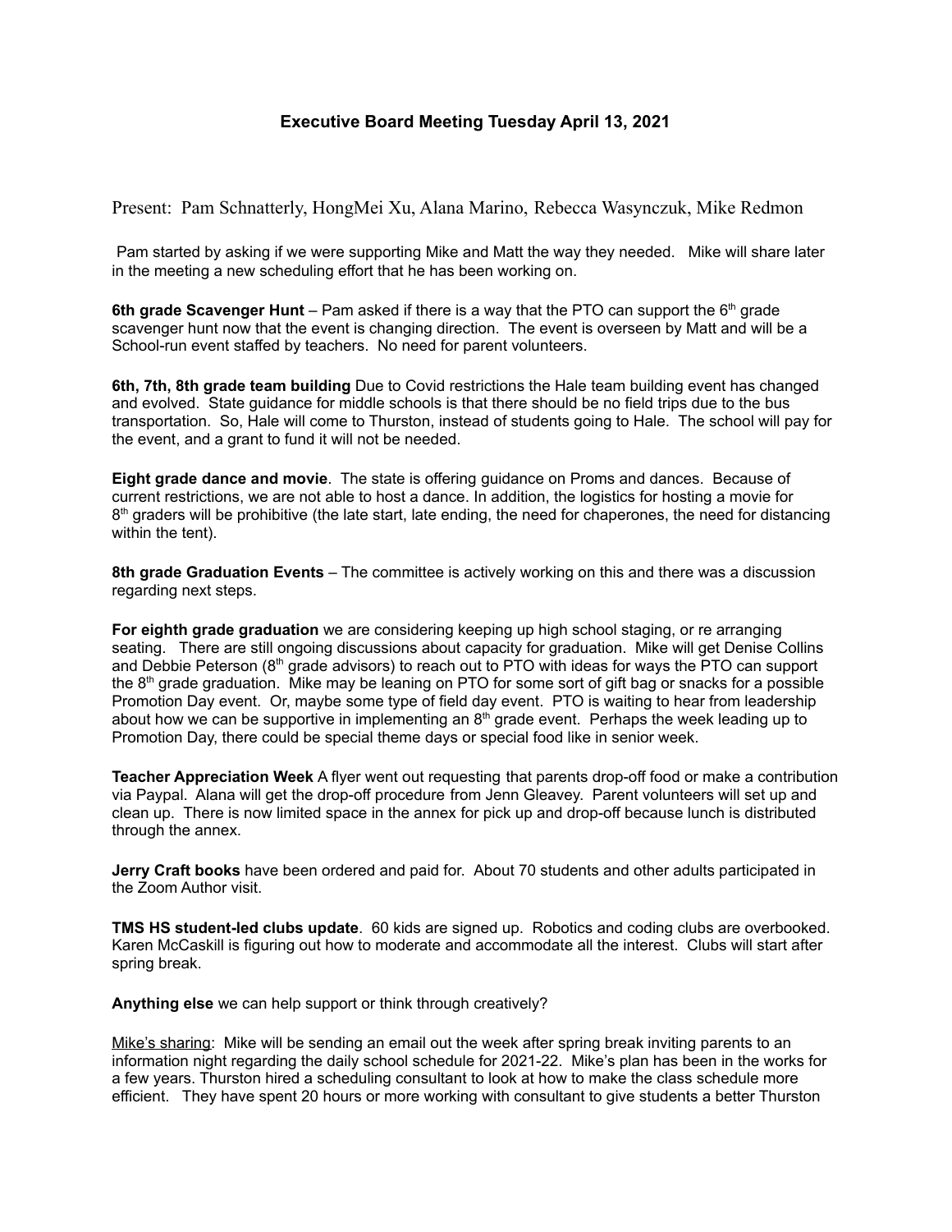# Executive Board Meeting Tuesday April 13, 2021

Present: Pam Schnatterly, HongMei Xu, Alana Marino, Rebecca Wasynczuk, Mike Redmon

Pam started by asking if we were supporting Mike and Matt the way they needed. Mike will share later in the meeting a new scheduling effort that he has been working on.

**6th grade Scavenger Hunt** – Pam asked if there is a way that the PTO can support the 6th grade scavenger hunt now that the event is changing direction. The event is overseen by Matt and will be a School-run event staffed by teachers. No need for parent volunteers.

**6th, 7th, 8th grade team building** Due to Covid restrictions the Hale team building event has changed and evolved. State guidance for middle schools is that there should be no field trips due to the bus transportation. So, Hale will come to Thurston, instead of students going to Hale. The school will pay for the event, and a grant to fund it will not be needed.

**Eight grade dance and movie**. The state is offering guidance on Proms and dances. Because of current restrictions, we are not able to host a dance. In addition, the logistics for hosting a movie for 8th graders will be prohibitive (the late start, late ending, the need for chaperones, the need for distancing within the tent).

**8th grade Graduation Events** – The committee is actively working on this and there was a discussion regarding next steps.

**For eighth grade graduation** we are considering keeping up high school staging, or re arranging seating. There are still ongoing discussions about capacity for graduation. Mike will get Denise Collins and Debbie Peterson (8th grade advisors) to reach out to PTO with ideas for ways the PTO can support the 8th grade graduation. Mike may be leaning on PTO for some sort of gift bag or snacks for a possible Promotion Day event. Or, maybe some type of field day event. PTO is waiting to hear from leadership about how we can be supportive in implementing an 8th grade event. Perhaps the week leading up to Promotion Day, there could be special theme days or special food like in senior week.

**Teacher Appreciation Week** A flyer went out requesting that parents drop-off food or make a contribution via Paypal. Alana will get the drop-off procedure from Jenn Gleavey. Parent volunteers will set up and clean up. There is now limited space in the annex for pick up and drop-off because lunch is distributed through the annex.

**Jerry Craft books** have been ordered and paid for. About 70 students and other adults participated in the Zoom Author visit.

**TMS HS student-led clubs update**. 60 kids are signed up. Robotics and coding clubs are overbooked. Karen McCaskill is figuring out how to moderate and accommodate all the interest. Clubs will start after spring break.

**Anything else** we can help support or think through creatively?

<u>Mike's sharing</u>: Mike will be sending an email out the week after spring break inviting parents to an information night regarding the daily school schedule for 2021-22. Mike's plan has been in the works for a few years. Thurston hired a scheduling consultant to look at how to make the class schedule more efficient. They have spent 20 hours or more working with consultant to give students a better Thurston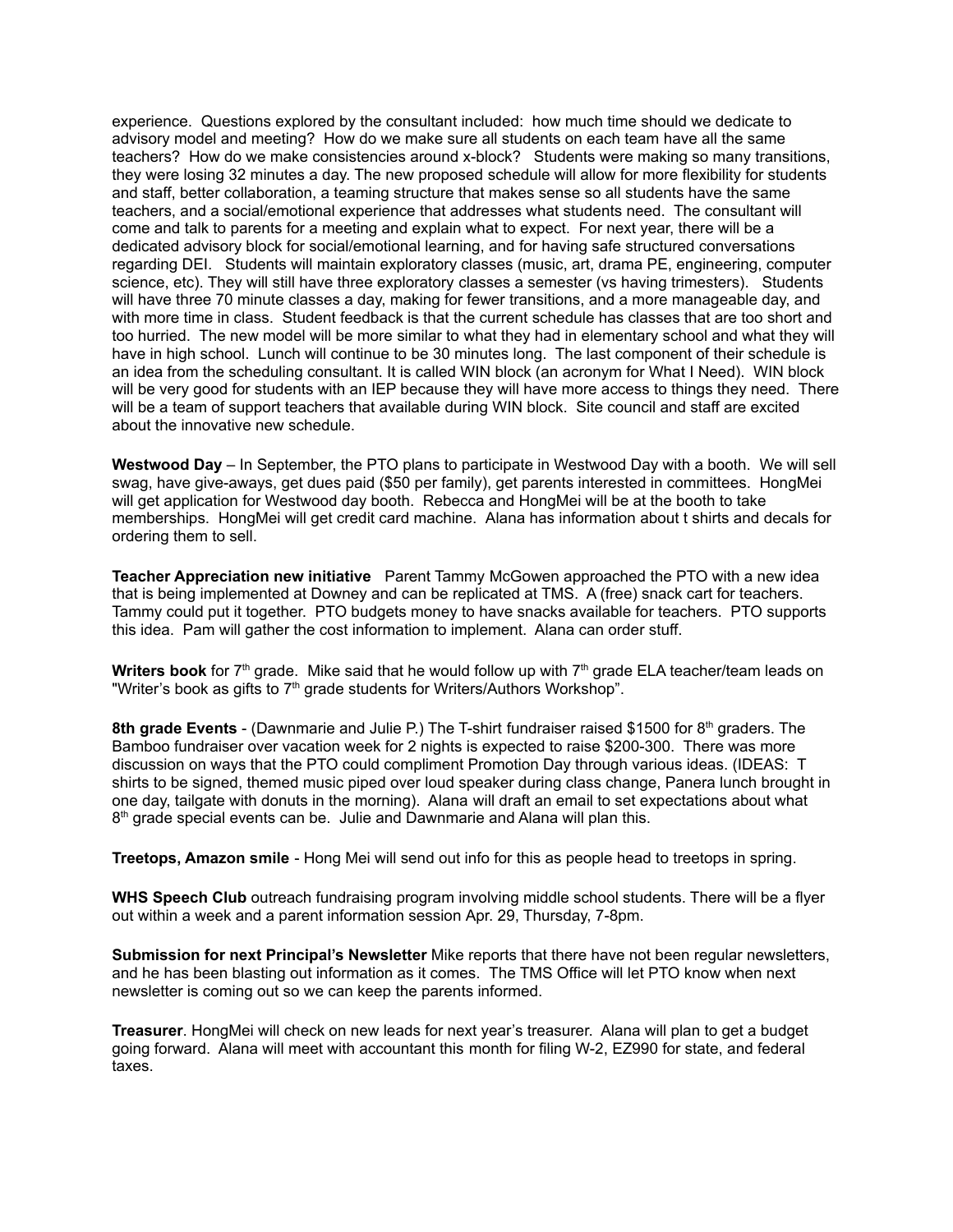experience. Questions explored by the consultant included: how much time should we dedicate to advisory model and meeting? How do we make sure all students on each team have all the same teachers? How do we make consistencies around x-block? Students were making so many transitions, they were losing 32 minutes a day. The new proposed schedule will allow for more flexibility for students and staff, better collaboration, a teaming structure that makes sense so all students have the same teachers, and a social/emotional experience that addresses what students need. The consultant will come and talk to parents for a meeting and explain what to expect. For next year, there will be a dedicated advisory block for social/emotional learning, and for having safe structured conversations regarding DEI. Students will maintain exploratory classes (music, art, drama PE, engineering, computer science, etc). They will still have three exploratory classes a semester (vs having trimesters). Students will have three 70 minute classes a day, making for fewer transitions, and a more manageable day, and with more time in class. Student feedback is that the current schedule has classes that are too short and too hurried. The new model will be more similar to what they had in elementary school and what they will have in high school. Lunch will continue to be 30 minutes long. The last component of their schedule is an idea from the scheduling consultant. It is called WIN block (an acronym for What I Need). WIN block will be very good for students with an IEP because they will have more access to things they need. There will be a team of support teachers that available during WIN block. Site council and staff are excited about the innovative new schedule.

**Westwood Day** – In September, the PTO plans to participate in Westwood Day with a booth. We will sell swag, have give-aways, get dues paid ($50 per family), get parents interested in committees. HongMei will get application for Westwood day booth. Rebecca and HongMei will be at the booth to take memberships. HongMei will get credit card machine. Alana has information about t shirts and decals for ordering them to sell.

**Teacher Appreciation new initiative** Parent Tammy McGowen approached the PTO with a new idea that is being implemented at Downey and can be replicated at TMS. A (free) snack cart for teachers. Tammy could put it together. PTO budgets money to have snacks available for teachers. PTO supports this idea. Pam will gather the cost information to implement. Alana can order stuff.

**Writers book** for 7th grade. Mike said that he would follow up with 7th grade ELA teacher/team leads on "Writer's book as gifts to 7th grade students for Writers/Authors Workshop".

**8th grade Events** - (Dawnmarie and Julie P.) The T-shirt fundraiser raised $1500 for 8th graders. The Bamboo fundraiser over vacation week for 2 nights is expected to raise $200-300. There was more discussion on ways that the PTO could compliment Promotion Day through various ideas. (IDEAS: T shirts to be signed, themed music piped over loud speaker during class change, Panera lunch brought in one day, tailgate with donuts in the morning). Alana will draft an email to set expectations about what 8th grade special events can be. Julie and Dawnmarie and Alana will plan this.

**Treetops, Amazon smile** - Hong Mei will send out info for this as people head to treetops in spring.

**WHS Speech Club** outreach fundraising program involving middle school students. There will be a flyer out within a week and a parent information session Apr. 29, Thursday, 7-8pm.

**Submission for next Principal's Newsletter** Mike reports that there have not been regular newsletters, and he has been blasting out information as it comes. The TMS Office will let PTO know when next newsletter is coming out so we can keep the parents informed.

**Treasurer**. HongMei will check on new leads for next year's treasurer. Alana will plan to get a budget going forward. Alana will meet with accountant this month for filing W-2, EZ990 for state, and federal taxes.